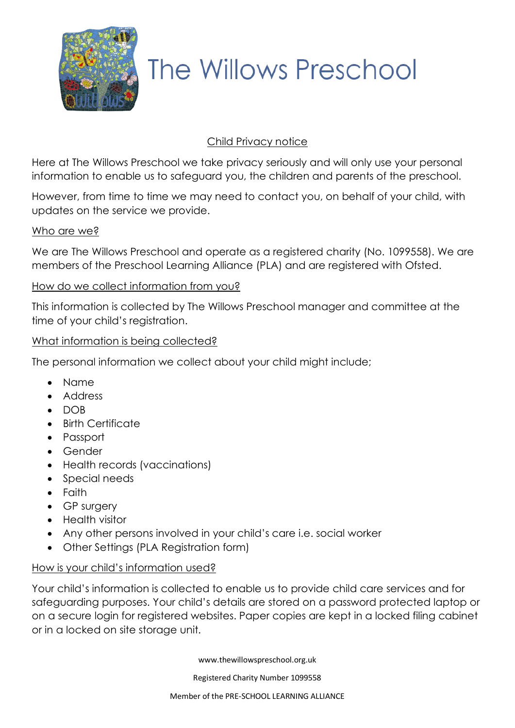# The Willows Preschool

## Child Privacy notice

Here at The Willows Preschool we take privacy seriously and will only use your personal information to enable us to safeguard you, the children and parents of the preschool.

However, from time to time we may need to contact you, on behalf of your child, with updates on the service we provide.

### Who are we?

We are The Willows Preschool and operate as a registered charity (No. 1099558). We are members of the Preschool Learning Alliance (PLA) and are registered with Ofsted.

### How do we collect information from you?

This information is collected by The Willows Preschool manager and committee at the time of your child's registration.

### What information is being collected?

The personal information we collect about your child might include;

- Name
- Address
- DOB
- Birth Certificate
- Passport
- Gender
- Health records (vaccinations)
- Special needs
- Faith
- GP surgery
- Health visitor
- Any other persons involved in your child's care i.e. social worker
- Other Settings (PLA Registration form)

### How is your child's information used?

Your child's information is collected to enable us to provide child care services and for safeguarding purposes. Your child's details are stored on a password protected laptop or on a secure login for registered websites. Paper copies are kept in a locked filing cabinet or in a locked on site storage unit.

www.thewillowspreschool.org.uk

Registered Charity Number 1099558

Member of the PRE-SCHOOL LEARNING ALLIANCE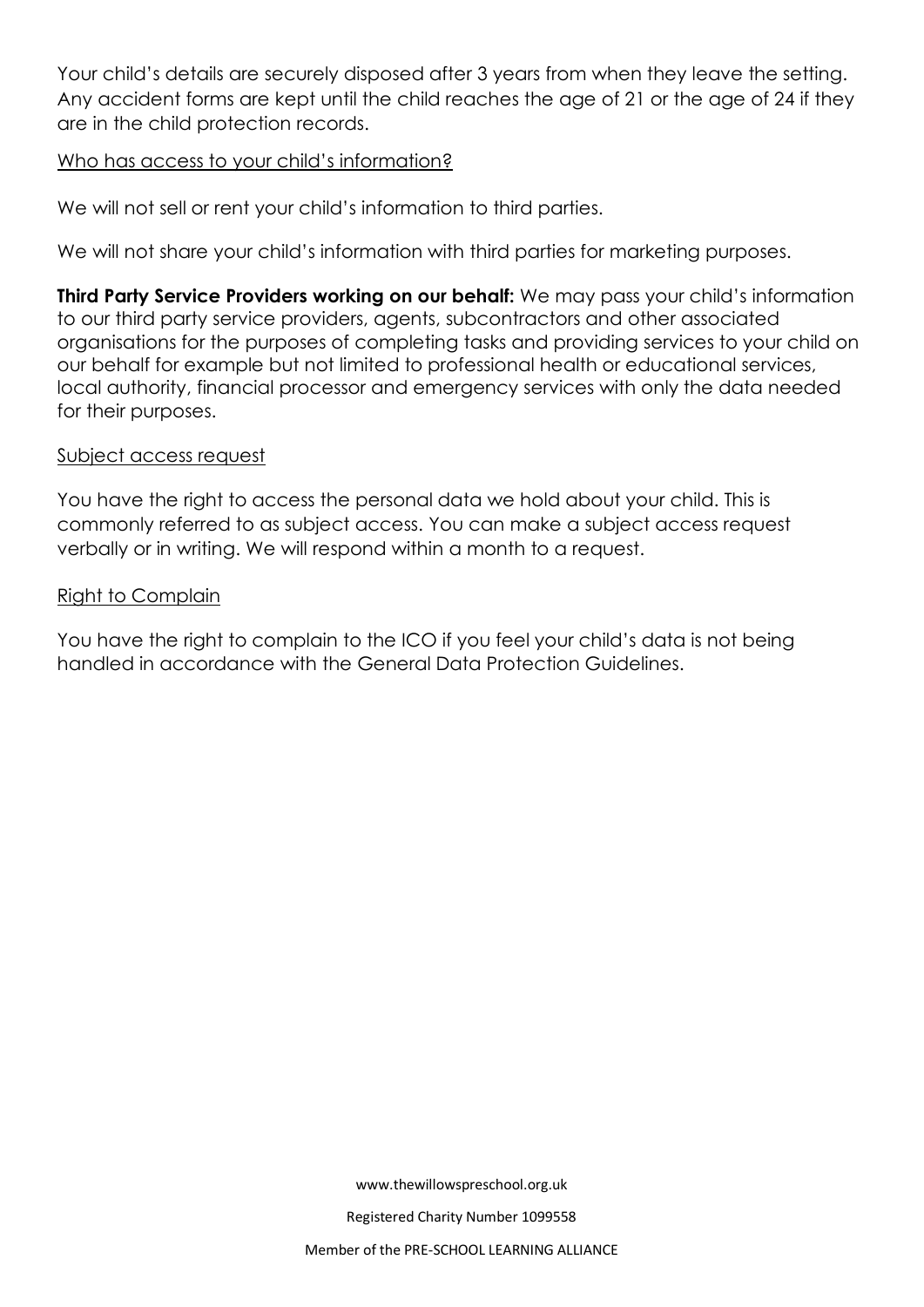Your child's details are securely disposed after 3 years from when they leave the setting. Any accident forms are kept until the child reaches the age of 21 or the age of 24 if they are in the child protection records.

## Who has access to your child's information?

We will not sell or rent your child's information to third parties.

We will not share your child's information with third parties for marketing purposes.

**Third Party Service Providers working on our behalf:** We may pass your child's information to our third party service providers, agents, subcontractors and other associated organisations for the purposes of completing tasks and providing services to your child on our behalf for example but not limited to professional health or educational services, local authority, financial processor and emergency services with only the data needed for their purposes.

## Subject access request

You have the right to access the personal data we hold about your child. This is commonly referred to as subject access. You can make a subject access request verbally or in writing. We will respond within a month to a request.

## Right to Complain

You have the right to complain to the ICO if you feel your child's data is not being handled in accordance with the General Data Protection Guidelines.

www.thewillowspreschool.org.uk

Registered Charity Number 1099558

Member of the PRE-SCHOOL LEARNING ALLIANCE